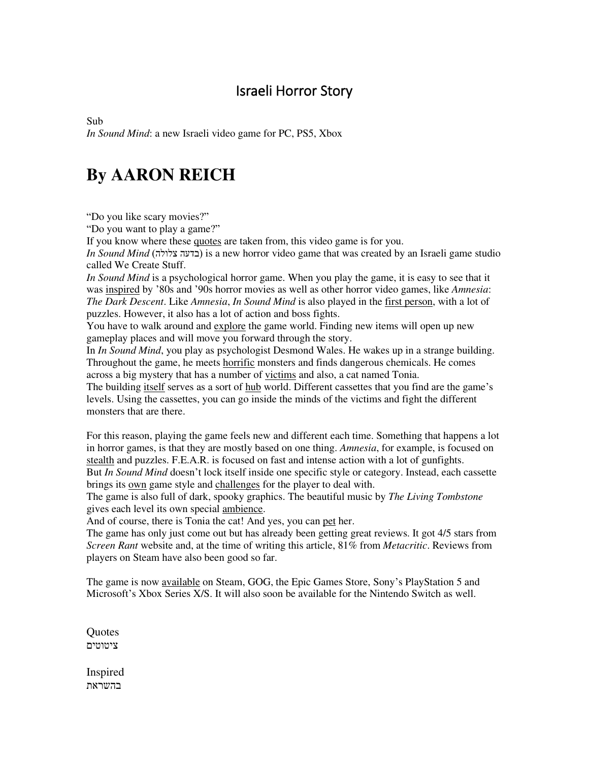## Israeli Horror Story

Sub
*In Sound Mind*: a new Israeli video game for PC, PS5, Xbox

# By AARON REICH

"Do you like scary movies?"
"Do you want to play a game?"
If you know where these quotes are taken from, this video game is for you.
*In Sound Mind* (בדעה צלולה) is a new horror video game that was created by an Israeli game studio called We Create Stuff.
*In Sound Mind* is a psychological horror game. When you play the game, it is easy to see that it was inspired by '80s and '90s horror movies as well as other horror video games, like *Amnesia*: *The Dark Descent*. Like *Amnesia*, *In Sound Mind* is also played in the first person, with a lot of puzzles. However, it also has a lot of action and boss fights.
You have to walk around and explore the game world. Finding new items will open up new gameplay places and will move you forward through the story.
In *In Sound Mind*, you play as psychologist Desmond Wales. He wakes up in a strange building. Throughout the game, he meets horrific monsters and finds dangerous chemicals. He comes across a big mystery that has a number of victims and also, a cat named Tonia.
The building itself serves as a sort of hub world. Different cassettes that you find are the game's levels. Using the cassettes, you can go inside the minds of the victims and fight the different monsters that are there.

For this reason, playing the game feels new and different each time. Something that happens a lot in horror games, is that they are mostly based on one thing. *Amnesia*, for example, is focused on stealth and puzzles. F.E.A.R. is focused on fast and intense action with a lot of gunfights.
But *In Sound Mind* doesn't lock itself inside one specific style or category. Instead, each cassette brings its own game style and challenges for the player to deal with.
The game is also full of dark, spooky graphics. The beautiful music by *The Living Tombstone* gives each level its own special ambience.
And of course, there is Tonia the cat! And yes, you can pet her.
The game has only just come out but has already been getting great reviews. It got 4/5 stars from *Screen Rant* website and, at the time of writing this article, 81% from *Metacritic*. Reviews from players on Steam have also been good so far.

The game is now available on Steam, GOG, the Epic Games Store, Sony's PlayStation 5 and Microsoft's Xbox Series X/S. It will also soon be available for the Nintendo Switch as well.

Quotes
ציטוטים

Inspired
בהשראת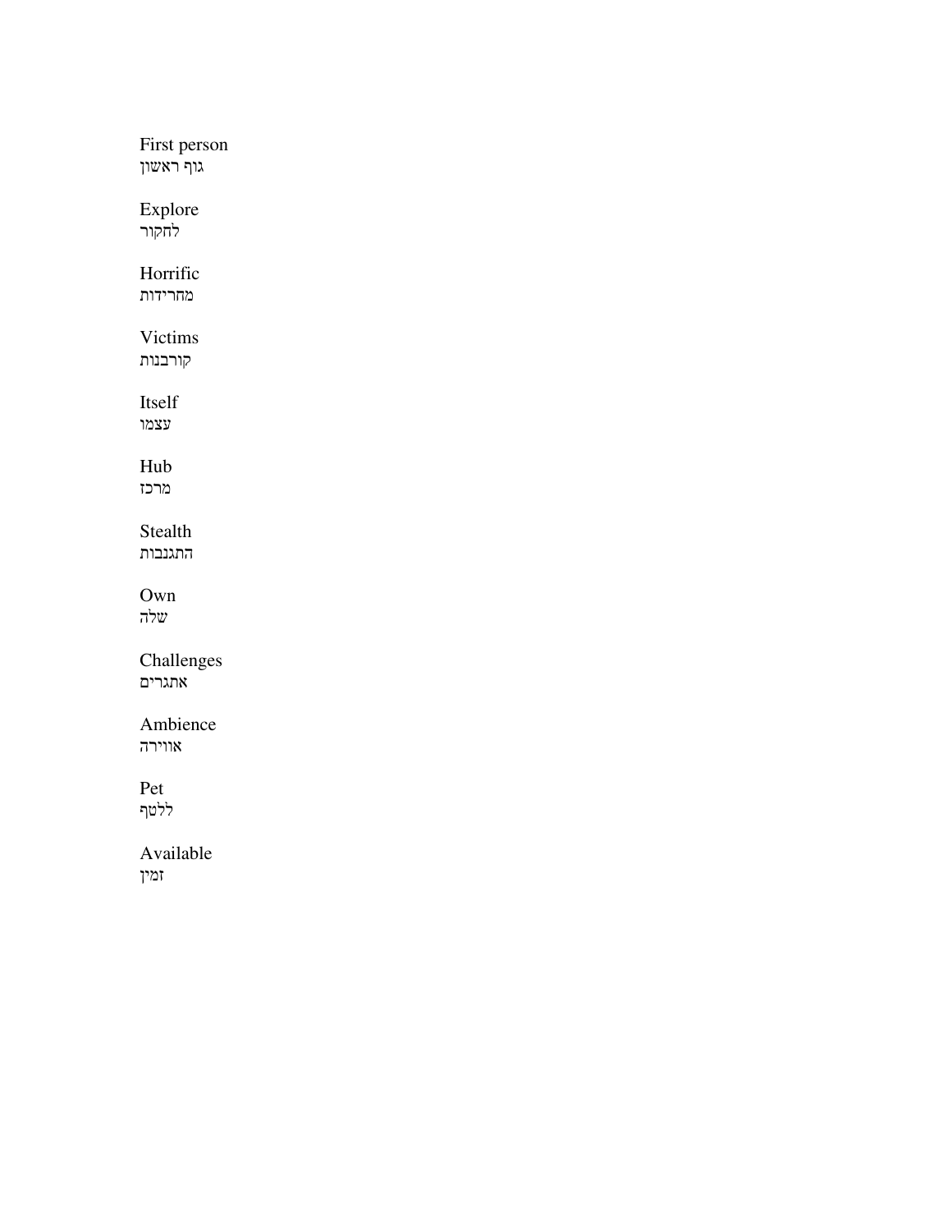First person
גוף ראשון

Explore
לחקור

Horrific
מחרידות

Victims
קורבנות

Itself
עצמו

Hub
מרכז

Stealth
התגנבות

Own
שלה

Challenges
אתגרים

Ambience
אווירה

Pet
ללטף

Available
זמין